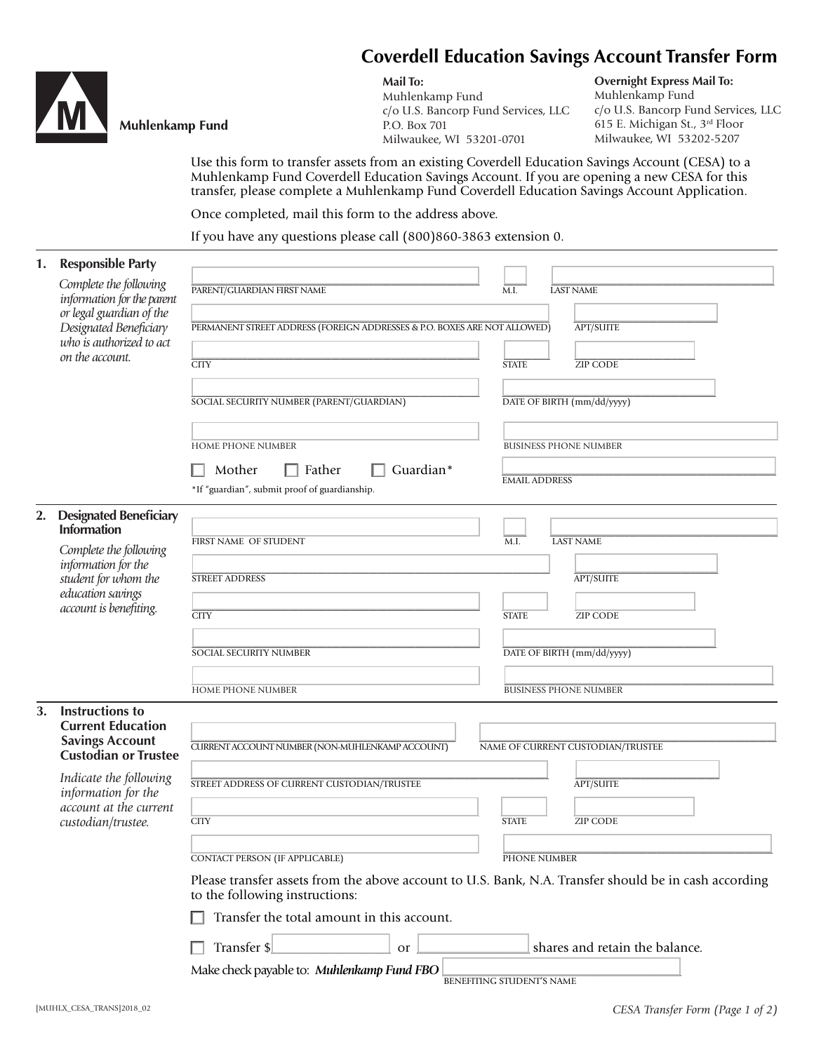# Coverdell Education Savings Account Transfer Form

**Muhlenkamp Fund**

**Mail To:**
Muhlenkamp Fund
c/o U.S. Bancorp Fund Services, LLC
P.O. Box 701
Milwaukee, WI 53201-0701

**Overnight Express Mail To:**
Muhlenkamp Fund
c/o U.S. Bancorp Fund Services, LLC
615 E. Michigan St., 3rd Floor
Milwaukee, WI 53202-5207

Use this form to transfer assets from an existing Coverdell Education Savings Account (CESA) to a Muhlenkamp Fund Coverdell Education Savings Account. If you are opening a new CESA for this transfer, please complete a Muhlenkamp Fund Coverdell Education Savings Account Application.

Once completed, mail this form to the address above.

If you have any questions please call (800)860-3863 extension 0.

## 1. Responsible Party

*Complete the following information for the parent or legal guardian of the Designated Beneficiary who is authorized to act on the account.*

PARENT/GUARDIAN FIRST NAME ______ M.I. ______ LAST NAME ______

PERMANENT STREET ADDRESS (FOREIGN ADDRESSES & P.O. BOXES ARE NOT ALLOWED) ______ APT/SUITE ______

CITY ______ STATE ______ ZIP CODE ______

SOCIAL SECURITY NUMBER (PARENT/GUARDIAN) ______ DATE OF BIRTH (mm/dd/yyyy) ______

HOME PHONE NUMBER ______ BUSINESS PHONE NUMBER ______

☐ Mother ☐ Father ☐ Guardian*

EMAIL ADDRESS ______

*If "guardian", submit proof of guardianship.

## 2. Designated Beneficiary Information

*Complete the following information for the student for whom the education savings account is benefiting.*

FIRST NAME OF STUDENT ______ M.I. ______ LAST NAME ______

STREET ADDRESS ______ APT/SUITE ______

CITY ______ STATE ______ ZIP CODE ______

SOCIAL SECURITY NUMBER ______ DATE OF BIRTH (mm/dd/yyyy) ______

HOME PHONE NUMBER ______ BUSINESS PHONE NUMBER ______

## 3. Instructions to Current Education Savings Account Custodian or Trustee

*Indicate the following information for the account at the current custodian/trustee.*

CURRENT ACCOUNT NUMBER (NON-MUHLENKAMP ACCOUNT) ______ NAME OF CURRENT CUSTODIAN/TRUSTEE ______

STREET ADDRESS OF CURRENT CUSTODIAN/TRUSTEE ______ APT/SUITE ______

CITY ______ STATE ______ ZIP CODE ______

CONTACT PERSON (IF APPLICABLE) ______ PHONE NUMBER ______

Please transfer assets from the above account to U.S. Bank, N.A. Transfer should be in cash according to the following instructions:

☐ Transfer the total amount in this account.

☐ Transfer $______ or ______ shares and retain the balance.

Make check payable to: ***Muhlenkamp Fund FBO*** ______
BENEFITING STUDENT'S NAME

[MUHLX_CESA_TRANS]2018_02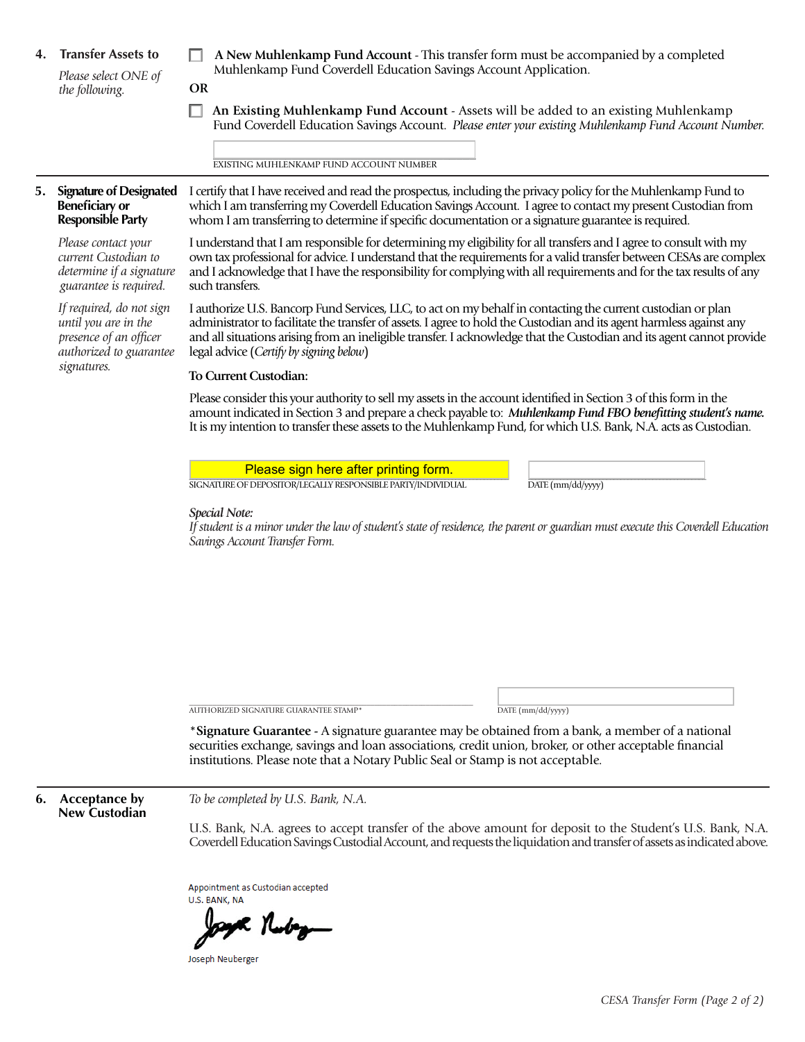**4. Transfer Assets to**

*Please select ONE of the following.*

☐ **A New Muhlenkamp Fund Account** - This transfer form must be accompanied by a completed Muhlenkamp Fund Coverdell Education Savings Account Application.

**OR**

☐ **An Existing Muhlenkamp Fund Account** - Assets will be added to an existing Muhlenkamp Fund Coverdell Education Savings Account. *Please enter your existing Muhlenkamp Fund Account Number.*

EXISTING MUHLENKAMP FUND ACCOUNT NUMBER

---

**5. Signature of Designated Beneficiary or Responsible Party**

*Please contact your current Custodian to determine if a signature guarantee is required.*

*If required, do not sign until you are in the presence of an officer authorized to guarantee signatures.*

I certify that I have received and read the prospectus, including the privacy policy for the Muhlenkamp Fund to which I am transferring my Coverdell Education Savings Account. I agree to contact my present Custodian from whom I am transferring to determine if specific documentation or a signature guarantee is required.

I understand that I am responsible for determining my eligibility for all transfers and I agree to consult with my own tax professional for advice. I understand that the requirements for a valid transfer between CESAs are complex and I acknowledge that I have the responsibility for complying with all requirements and for the tax results of any such transfers.

I authorize U.S. Bancorp Fund Services, LLC, to act on my behalf in contacting the current custodian or plan administrator to facilitate the transfer of assets. I agree to hold the Custodian and its agent harmless against any and all situations arising from an ineligible transfer. I acknowledge that the Custodian and its agent cannot provide legal advice (*Certify by signing below*)

**To Current Custodian:**

Please consider this your authority to sell my assets in the account identified in Section 3 of this form in the amount indicated in Section 3 and prepare a check payable to: ***Muhlenkamp Fund FBO benefitting student's name.*** It is my intention to transfer these assets to the Muhlenkamp Fund, for which U.S. Bank, N.A. acts as Custodian.

Please sign here after printing form.

SIGNATURE OF DEPOSITOR/LEGALLY RESPONSIBLE PARTY/INDIVIDUAL

DATE (mm/dd/yyyy)

*Special Note:*
*If student is a minor under the law of student's state of residence, the parent or guardian must execute this Coverdell Education Savings Account Transfer Form.*

AUTHORIZED SIGNATURE GUARANTEE STAMP*

DATE (mm/dd/yyyy)

***Signature Guarantee** - A signature guarantee may be obtained from a bank, a member of a national securities exchange, savings and loan associations, credit union, broker, or other acceptable financial institutions. Please note that a Notary Public Seal or Stamp is not acceptable.

---

**6. Acceptance by New Custodian**

*To be completed by U.S. Bank, N.A.*

U.S. Bank, N.A. agrees to accept transfer of the above amount for deposit to the Student's U.S. Bank, N.A. Coverdell Education Savings Custodial Account, and requests the liquidation and transfer of assets as indicated above.

Appointment as Custodian accepted
U.S. BANK, NA

Joseph Neuberger

CESA Transfer Form (Page 2 of 2)